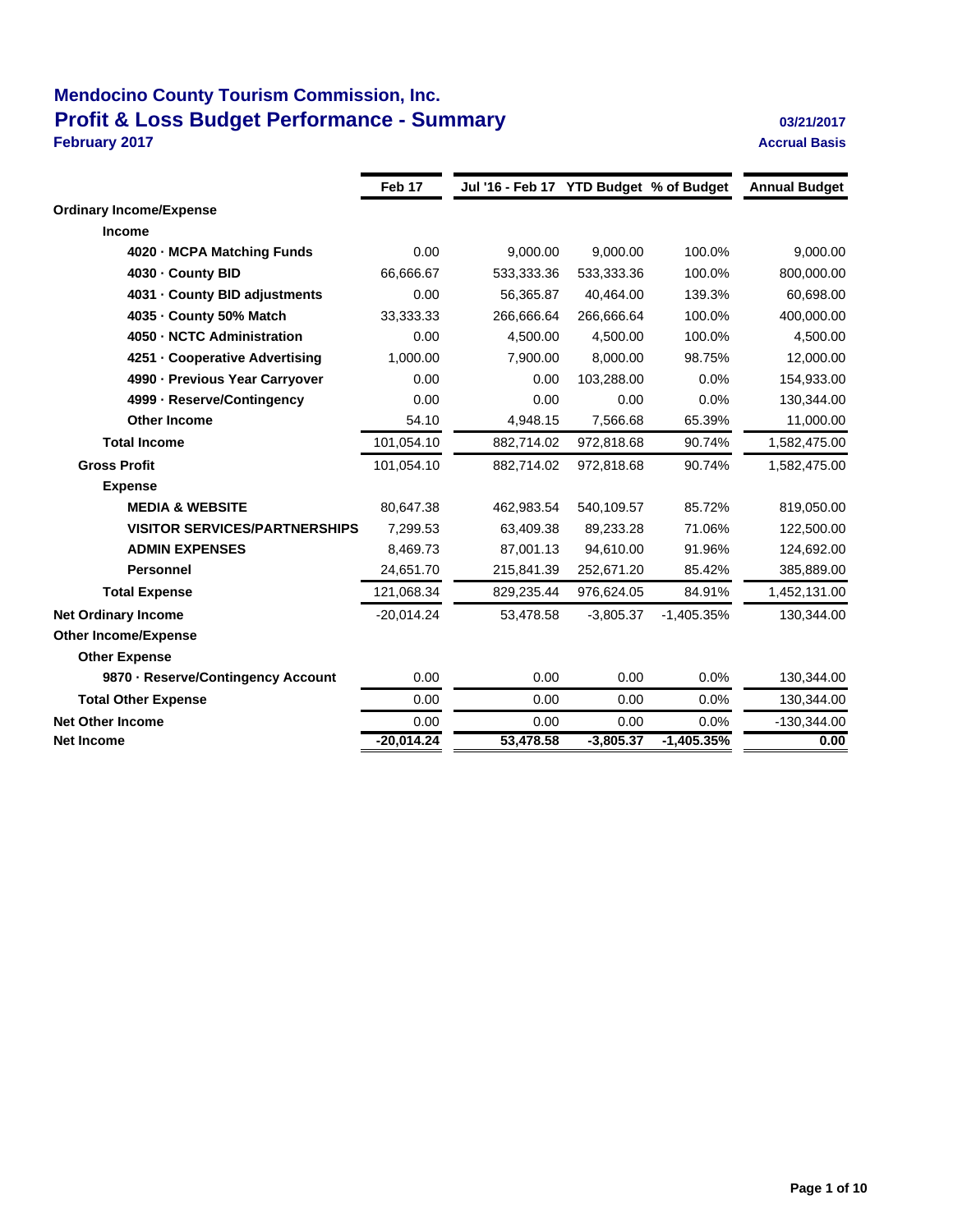# Mendocino County Tourism Commission, Inc.

## Profit & Loss Budget Performance - Summary

**February 2017**

03/21/2017

Accrual Basis

| | Feb 17 | Jul '16 - Feb 17 | YTD Budget | % of Budget | Annual Budget |
|---|---|---|---|---|---|
| **Ordinary Income/Expense** | | | | | |
| **Income** | | | | | |
| **4020 · MCPA Matching Funds** | 0.00 | 9,000.00 | 9,000.00 | 100.0% | 9,000.00 |
| **4030 · County BID** | 66,666.67 | 533,333.36 | 533,333.36 | 100.0% | 800,000.00 |
| **4031 · County BID adjustments** | 0.00 | 56,365.87 | 40,464.00 | 139.3% | 60,698.00 |
| **4035 · County 50% Match** | 33,333.33 | 266,666.64 | 266,666.64 | 100.0% | 400,000.00 |
| **4050 · NCTC Administration** | 0.00 | 4,500.00 | 4,500.00 | 100.0% | 4,500.00 |
| **4251 · Cooperative Advertising** | 1,000.00 | 7,900.00 | 8,000.00 | 98.75% | 12,000.00 |
| **4990 · Previous Year Carryover** | 0.00 | 0.00 | 103,288.00 | 0.0% | 154,933.00 |
| **4999 · Reserve/Contingency** | 0.00 | 0.00 | 0.00 | 0.0% | 130,344.00 |
| **Other Income** | 54.10 | 4,948.15 | 7,566.68 | 65.39% | 11,000.00 |
| **Total Income** | 101,054.10 | 882,714.02 | 972,818.68 | 90.74% | 1,582,475.00 |
| **Gross Profit** | 101,054.10 | 882,714.02 | 972,818.68 | 90.74% | 1,582,475.00 |
| **Expense** | | | | | |
| **MEDIA & WEBSITE** | 80,647.38 | 462,983.54 | 540,109.57 | 85.72% | 819,050.00 |
| **VISITOR SERVICES/PARTNERSHIPS** | 7,299.53 | 63,409.38 | 89,233.28 | 71.06% | 122,500.00 |
| **ADMIN EXPENSES** | 8,469.73 | 87,001.13 | 94,610.00 | 91.96% | 124,692.00 |
| **Personnel** | 24,651.70 | 215,841.39 | 252,671.20 | 85.42% | 385,889.00 |
| **Total Expense** | 121,068.34 | 829,235.44 | 976,624.05 | 84.91% | 1,452,131.00 |
| **Net Ordinary Income** | -20,014.24 | 53,478.58 | -3,805.37 | -1,405.35% | 130,344.00 |
| **Other Income/Expense** | | | | | |
| **Other Expense** | | | | | |
| **9870 · Reserve/Contingency Account** | 0.00 | 0.00 | 0.00 | 0.0% | 130,344.00 |
| **Total Other Expense** | 0.00 | 0.00 | 0.00 | 0.0% | 130,344.00 |
| **Net Other Income** | 0.00 | 0.00 | 0.00 | 0.0% | -130,344.00 |
| **Net Income** | **-20,014.24** | **53,478.58** | **-3,805.37** | **-1,405.35%** | **0.00** |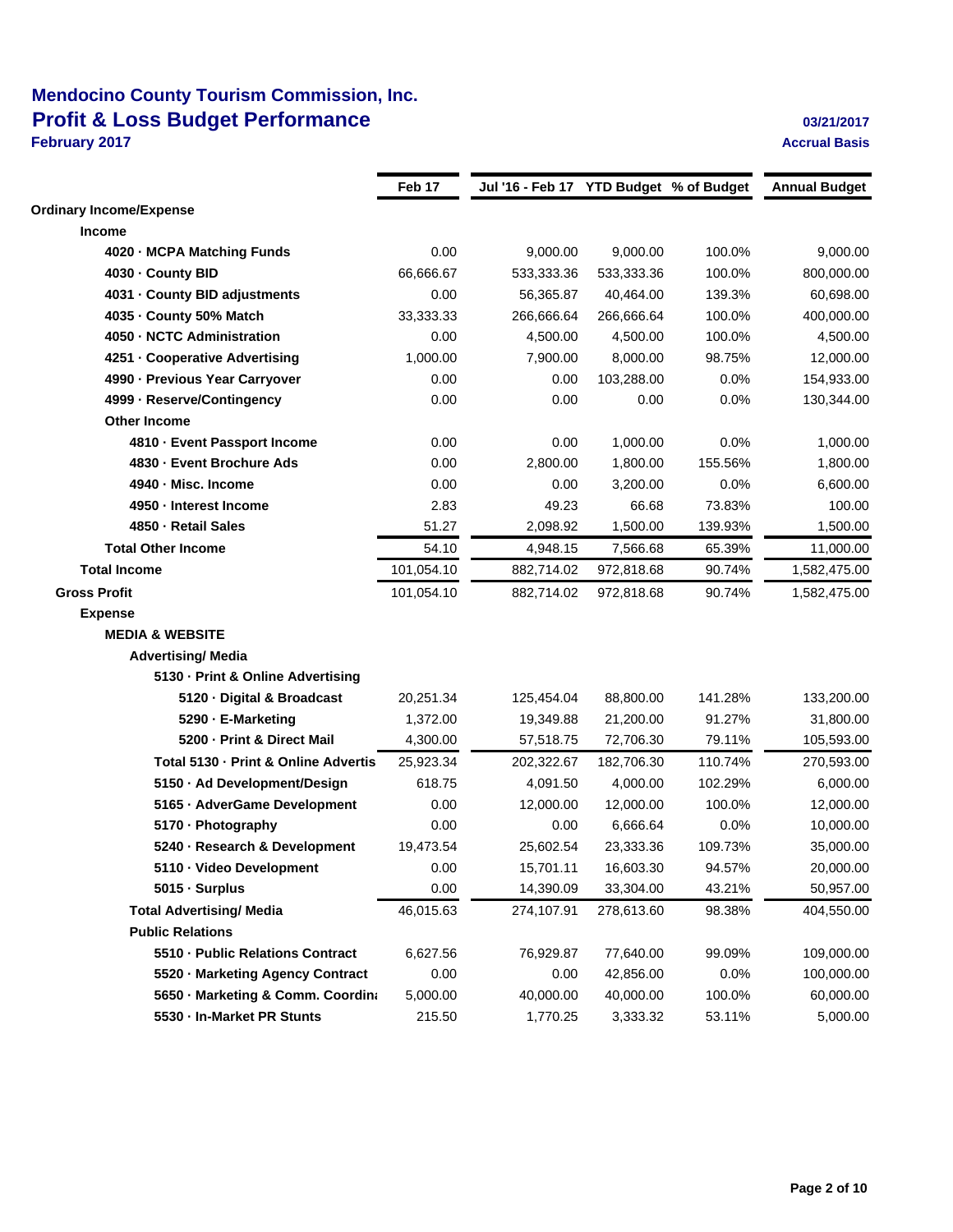## Mendocino County Tourism Commission, Inc.

# Profit & Loss Budget Performance

**February 2017**

**03/21/2017**

**Accrual Basis**

| | Feb 17 | Jul '16 - Feb 17 | YTD Budget | % of Budget | Annual Budget |
|---|---|---|---|---|---|
| **Ordinary Income/Expense** | | | | | |
| **Income** | | | | | |
| **4020 · MCPA Matching Funds** | 0.00 | 9,000.00 | 9,000.00 | 100.0% | 9,000.00 |
| **4030 · County BID** | 66,666.67 | 533,333.36 | 533,333.36 | 100.0% | 800,000.00 |
| **4031 · County BID adjustments** | 0.00 | 56,365.87 | 40,464.00 | 139.3% | 60,698.00 |
| **4035 · County 50% Match** | 33,333.33 | 266,666.64 | 266,666.64 | 100.0% | 400,000.00 |
| **4050 · NCTC Administration** | 0.00 | 4,500.00 | 4,500.00 | 100.0% | 4,500.00 |
| **4251 · Cooperative Advertising** | 1,000.00 | 7,900.00 | 8,000.00 | 98.75% | 12,000.00 |
| **4990 · Previous Year Carryover** | 0.00 | 0.00 | 103,288.00 | 0.0% | 154,933.00 |
| **4999 · Reserve/Contingency** | 0.00 | 0.00 | 0.00 | 0.0% | 130,344.00 |
| **Other Income** | | | | | |
| **4810 · Event Passport Income** | 0.00 | 0.00 | 1,000.00 | 0.0% | 1,000.00 |
| **4830 · Event Brochure Ads** | 0.00 | 2,800.00 | 1,800.00 | 155.56% | 1,800.00 |
| **4940 · Misc. Income** | 0.00 | 0.00 | 3,200.00 | 0.0% | 6,600.00 |
| **4950 · Interest Income** | 2.83 | 49.23 | 66.68 | 73.83% | 100.00 |
| **4850 · Retail Sales** | 51.27 | 2,098.92 | 1,500.00 | 139.93% | 1,500.00 |
| **Total Other Income** | 54.10 | 4,948.15 | 7,566.68 | 65.39% | 11,000.00 |
| **Total Income** | 101,054.10 | 882,714.02 | 972,818.68 | 90.74% | 1,582,475.00 |
| **Gross Profit** | 101,054.10 | 882,714.02 | 972,818.68 | 90.74% | 1,582,475.00 |
| **Expense** | | | | | |
| **MEDIA & WEBSITE** | | | | | |
| **Advertising/ Media** | | | | | |
| **5130 · Print & Online Advertising** | | | | | |
| **5120 · Digital & Broadcast** | 20,251.34 | 125,454.04 | 88,800.00 | 141.28% | 133,200.00 |
| **5290 · E-Marketing** | 1,372.00 | 19,349.88 | 21,200.00 | 91.27% | 31,800.00 |
| **5200 · Print & Direct Mail** | 4,300.00 | 57,518.75 | 72,706.30 | 79.11% | 105,593.00 |
| **Total 5130 · Print & Online Advertis** | 25,923.34 | 202,322.67 | 182,706.30 | 110.74% | 270,593.00 |
| **5150 · Ad Development/Design** | 618.75 | 4,091.50 | 4,000.00 | 102.29% | 6,000.00 |
| **5165 · AdverGame Development** | 0.00 | 12,000.00 | 12,000.00 | 100.0% | 12,000.00 |
| **5170 · Photography** | 0.00 | 0.00 | 6,666.64 | 0.0% | 10,000.00 |
| **5240 · Research & Development** | 19,473.54 | 25,602.54 | 23,333.36 | 109.73% | 35,000.00 |
| **5110 · Video Development** | 0.00 | 15,701.11 | 16,603.30 | 94.57% | 20,000.00 |
| **5015 · Surplus** | 0.00 | 14,390.09 | 33,304.00 | 43.21% | 50,957.00 |
| **Total Advertising/ Media** | 46,015.63 | 274,107.91 | 278,613.60 | 98.38% | 404,550.00 |
| **Public Relations** | | | | | |
| **5510 · Public Relations Contract** | 6,627.56 | 76,929.87 | 77,640.00 | 99.09% | 109,000.00 |
| **5520 · Marketing Agency Contract** | 0.00 | 0.00 | 42,856.00 | 0.0% | 100,000.00 |
| **5650 · Marketing & Comm. Coordina** | 5,000.00 | 40,000.00 | 40,000.00 | 100.0% | 60,000.00 |
| **5530 · In-Market PR Stunts** | 215.50 | 1,770.25 | 3,333.32 | 53.11% | 5,000.00 |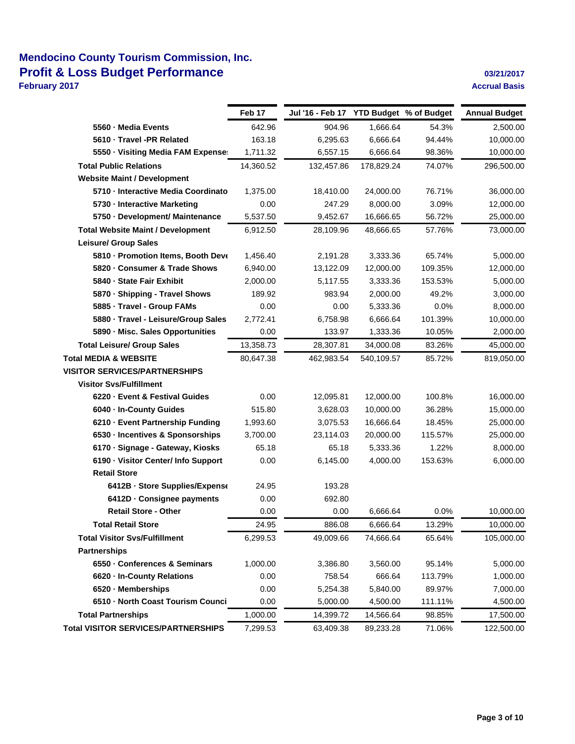# Mendocino County Tourism Commission, Inc.

## Profit & Loss Budget Performance

**February 2017**

**03/21/2017**

**Accrual Basis**

| | Feb 17 | Jul '16 - Feb 17 | YTD Budget | % of Budget | Annual Budget |
|---|---|---|---|---|---|
| **5560 · Media Events** | 642.96 | 904.96 | 1,666.64 | 54.3% | 2,500.00 |
| **5610 · Travel -PR Related** | 163.18 | 6,295.63 | 6,666.64 | 94.44% | 10,000.00 |
| **5550 · Visiting Media FAM Expense:** | 1,711.32 | 6,557.15 | 6,666.64 | 98.36% | 10,000.00 |
| **Total Public Relations** | 14,360.52 | 132,457.86 | 178,829.24 | 74.07% | 296,500.00 |
| **Website Maint / Development** | | | | | |
| **5710 · Interactive Media Coordinato** | 1,375.00 | 18,410.00 | 24,000.00 | 76.71% | 36,000.00 |
| **5730 · Interactive Marketing** | 0.00 | 247.29 | 8,000.00 | 3.09% | 12,000.00 |
| **5750 · Development/ Maintenance** | 5,537.50 | 9,452.67 | 16,666.65 | 56.72% | 25,000.00 |
| **Total Website Maint / Development** | 6,912.50 | 28,109.96 | 48,666.65 | 57.76% | 73,000.00 |
| **Leisure/ Group Sales** | | | | | |
| **5810 · Promotion Items, Booth Deve** | 1,456.40 | 2,191.28 | 3,333.36 | 65.74% | 5,000.00 |
| **5820 · Consumer & Trade Shows** | 6,940.00 | 13,122.09 | 12,000.00 | 109.35% | 12,000.00 |
| **5840 · State Fair Exhibit** | 2,000.00 | 5,117.55 | 3,333.36 | 153.53% | 5,000.00 |
| **5870 · Shipping - Travel Shows** | 189.92 | 983.94 | 2,000.00 | 49.2% | 3,000.00 |
| **5885 · Travel - Group FAMs** | 0.00 | 0.00 | 5,333.36 | 0.0% | 8,000.00 |
| **5880 · Travel - Leisure/Group Sales** | 2,772.41 | 6,758.98 | 6,666.64 | 101.39% | 10,000.00 |
| **5890 · Misc. Sales Opportunities** | 0.00 | 133.97 | 1,333.36 | 10.05% | 2,000.00 |
| **Total Leisure/ Group Sales** | 13,358.73 | 28,307.81 | 34,000.08 | 83.26% | 45,000.00 |
| **Total MEDIA & WEBSITE** | 80,647.38 | 462,983.54 | 540,109.57 | 85.72% | 819,050.00 |
| **VISITOR SERVICES/PARTNERSHIPS** | | | | | |
| **Visitor Svs/Fulfillment** | | | | | |
| **6220 · Event & Festival Guides** | 0.00 | 12,095.81 | 12,000.00 | 100.8% | 16,000.00 |
| **6040 · In-County Guides** | 515.80 | 3,628.03 | 10,000.00 | 36.28% | 15,000.00 |
| **6210 · Event Partnership Funding** | 1,993.60 | 3,075.53 | 16,666.64 | 18.45% | 25,000.00 |
| **6530 · Incentives & Sponsorships** | 3,700.00 | 23,114.03 | 20,000.00 | 115.57% | 25,000.00 |
| **6170 · Signage - Gateway, Kiosks** | 65.18 | 65.18 | 5,333.36 | 1.22% | 8,000.00 |
| **6190 · Visitor Center/ Info Support** | 0.00 | 6,145.00 | 4,000.00 | 153.63% | 6,000.00 |
| **Retail Store** | | | | | |
| **6412B · Store Supplies/Expense** | 24.95 | 193.28 | | | |
| **6412D · Consignee payments** | 0.00 | 692.80 | | | |
| **Retail Store - Other** | 0.00 | 0.00 | 6,666.64 | 0.0% | 10,000.00 |
| **Total Retail Store** | 24.95 | 886.08 | 6,666.64 | 13.29% | 10,000.00 |
| **Total Visitor Svs/Fulfillment** | 6,299.53 | 49,009.66 | 74,666.64 | 65.64% | 105,000.00 |
| **Partnerships** | | | | | |
| **6550 · Conferences & Seminars** | 1,000.00 | 3,386.80 | 3,560.00 | 95.14% | 5,000.00 |
| **6620 · In-County Relations** | 0.00 | 758.54 | 666.64 | 113.79% | 1,000.00 |
| **6520 · Memberships** | 0.00 | 5,254.38 | 5,840.00 | 89.97% | 7,000.00 |
| **6510 · North Coast Tourism Counci** | 0.00 | 5,000.00 | 4,500.00 | 111.11% | 4,500.00 |
| **Total Partnerships** | 1,000.00 | 14,399.72 | 14,566.64 | 98.85% | 17,500.00 |
| **Total VISITOR SERVICES/PARTNERSHIPS** | 7,299.53 | 63,409.38 | 89,233.28 | 71.06% | 122,500.00 |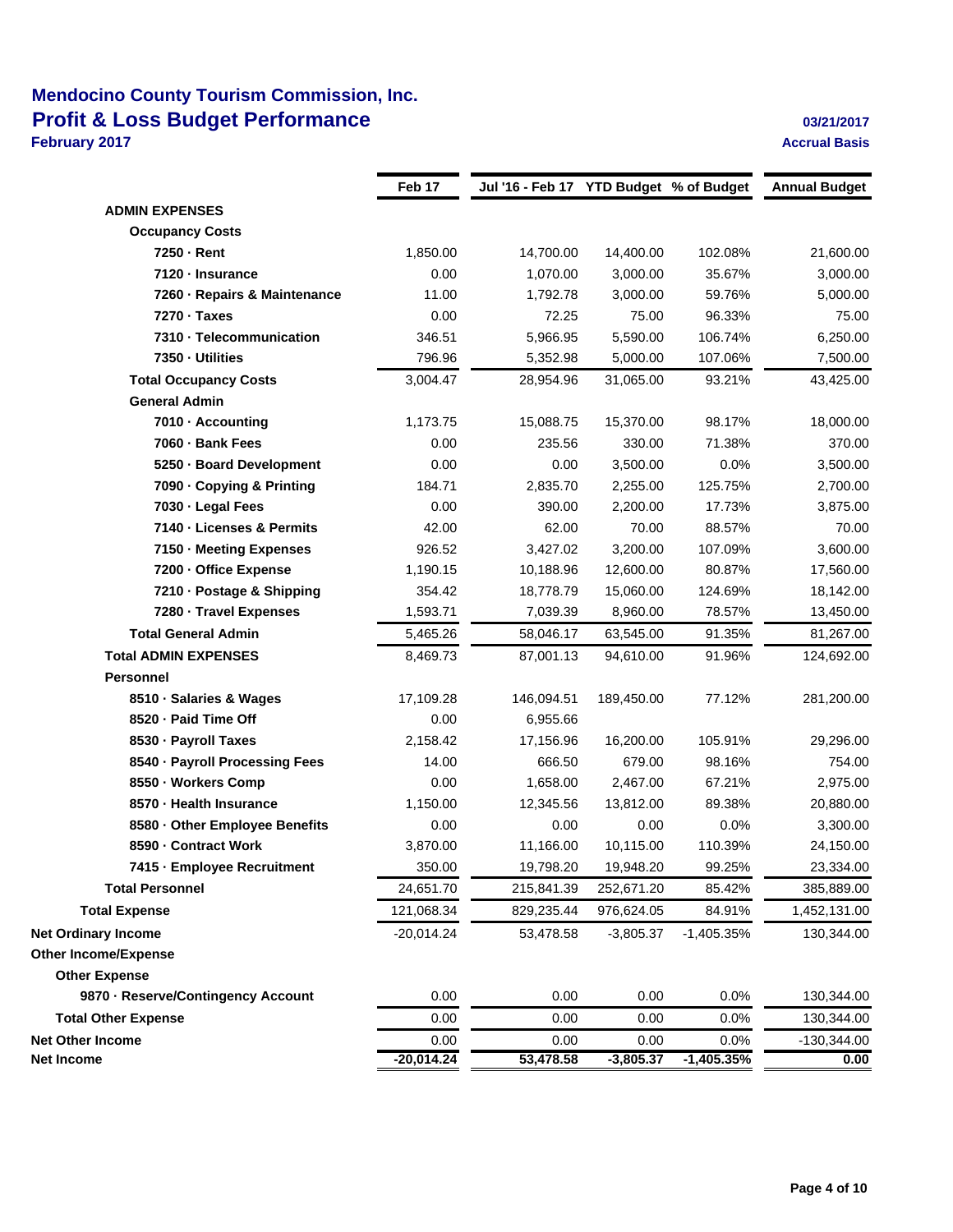# Mendocino County Tourism Commission, Inc.

## Profit & Loss Budget Performance

**February 2017**

**03/21/2017**

**Accrual Basis**

| | Feb 17 | Jul '16 - Feb 17 | YTD Budget | % of Budget | Annual Budget |
|---|---|---|---|---|---|
| **ADMIN EXPENSES** | | | | | |
| **Occupancy Costs** | | | | | |
| **7250 · Rent** | 1,850.00 | 14,700.00 | 14,400.00 | 102.08% | 21,600.00 |
| **7120 · Insurance** | 0.00 | 1,070.00 | 3,000.00 | 35.67% | 3,000.00 |
| **7260 · Repairs & Maintenance** | 11.00 | 1,792.78 | 3,000.00 | 59.76% | 5,000.00 |
| **7270 · Taxes** | 0.00 | 72.25 | 75.00 | 96.33% | 75.00 |
| **7310 · Telecommunication** | 346.51 | 5,966.95 | 5,590.00 | 106.74% | 6,250.00 |
| **7350 · Utilities** | 796.96 | 5,352.98 | 5,000.00 | 107.06% | 7,500.00 |
| **Total Occupancy Costs** | 3,004.47 | 28,954.96 | 31,065.00 | 93.21% | 43,425.00 |
| **General Admin** | | | | | |
| **7010 · Accounting** | 1,173.75 | 15,088.75 | 15,370.00 | 98.17% | 18,000.00 |
| **7060 · Bank Fees** | 0.00 | 235.56 | 330.00 | 71.38% | 370.00 |
| **5250 · Board Development** | 0.00 | 0.00 | 3,500.00 | 0.0% | 3,500.00 |
| **7090 · Copying & Printing** | 184.71 | 2,835.70 | 2,255.00 | 125.75% | 2,700.00 |
| **7030 · Legal Fees** | 0.00 | 390.00 | 2,200.00 | 17.73% | 3,875.00 |
| **7140 · Licenses & Permits** | 42.00 | 62.00 | 70.00 | 88.57% | 70.00 |
| **7150 · Meeting Expenses** | 926.52 | 3,427.02 | 3,200.00 | 107.09% | 3,600.00 |
| **7200 · Office Expense** | 1,190.15 | 10,188.96 | 12,600.00 | 80.87% | 17,560.00 |
| **7210 · Postage & Shipping** | 354.42 | 18,778.79 | 15,060.00 | 124.69% | 18,142.00 |
| **7280 · Travel Expenses** | 1,593.71 | 7,039.39 | 8,960.00 | 78.57% | 13,450.00 |
| **Total General Admin** | 5,465.26 | 58,046.17 | 63,545.00 | 91.35% | 81,267.00 |
| **Total ADMIN EXPENSES** | 8,469.73 | 87,001.13 | 94,610.00 | 91.96% | 124,692.00 |
| **Personnel** | | | | | |
| **8510 · Salaries & Wages** | 17,109.28 | 146,094.51 | 189,450.00 | 77.12% | 281,200.00 |
| **8520 · Paid Time Off** | 0.00 | 6,955.66 | | | |
| **8530 · Payroll Taxes** | 2,158.42 | 17,156.96 | 16,200.00 | 105.91% | 29,296.00 |
| **8540 · Payroll Processing Fees** | 14.00 | 666.50 | 679.00 | 98.16% | 754.00 |
| **8550 · Workers Comp** | 0.00 | 1,658.00 | 2,467.00 | 67.21% | 2,975.00 |
| **8570 · Health Insurance** | 1,150.00 | 12,345.56 | 13,812.00 | 89.38% | 20,880.00 |
| **8580 · Other Employee Benefits** | 0.00 | 0.00 | 0.00 | 0.0% | 3,300.00 |
| **8590 · Contract Work** | 3,870.00 | 11,166.00 | 10,115.00 | 110.39% | 24,150.00 |
| **7415 · Employee Recruitment** | 350.00 | 19,798.20 | 19,948.20 | 99.25% | 23,334.00 |
| **Total Personnel** | 24,651.70 | 215,841.39 | 252,671.20 | 85.42% | 385,889.00 |
| **Total Expense** | 121,068.34 | 829,235.44 | 976,624.05 | 84.91% | 1,452,131.00 |
| **Net Ordinary Income** | -20,014.24 | 53,478.58 | -3,805.37 | -1,405.35% | 130,344.00 |
| **Other Income/Expense** | | | | | |
| **Other Expense** | | | | | |
| **9870 · Reserve/Contingency Account** | 0.00 | 0.00 | 0.00 | 0.0% | 130,344.00 |
| **Total Other Expense** | 0.00 | 0.00 | 0.00 | 0.0% | 130,344.00 |
| **Net Other Income** | 0.00 | 0.00 | 0.00 | 0.0% | -130,344.00 |
| **Net Income** | **-20,014.24** | **53,478.58** | **-3,805.37** | **-1,405.35%** | **0.00** |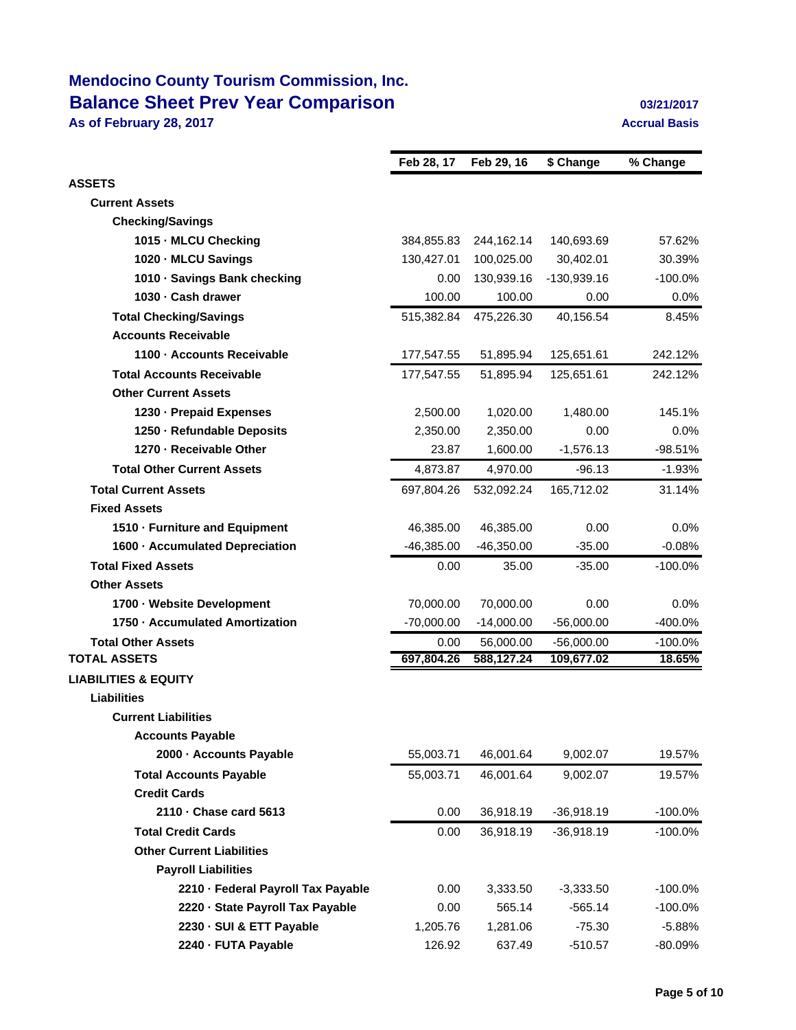# Mendocino County Tourism Commission, Inc.

## Balance Sheet Prev Year Comparison

**As of February 28, 2017**

03/21/2017

Accrual Basis

| | Feb 28, 17 | Feb 29, 16 | $ Change | % Change |
|---|---|---|---|---|
| **ASSETS** | | | | |
| **Current Assets** | | | | |
| **Checking/Savings** | | | | |
| 1015 · MLCU Checking | 384,855.83 | 244,162.14 | 140,693.69 | 57.62% |
| 1020 · MLCU Savings | 130,427.01 | 100,025.00 | 30,402.01 | 30.39% |
| 1010 · Savings Bank checking | 0.00 | 130,939.16 | -130,939.16 | -100.0% |
| 1030 · Cash drawer | 100.00 | 100.00 | 0.00 | 0.0% |
| **Total Checking/Savings** | 515,382.84 | 475,226.30 | 40,156.54 | 8.45% |
| **Accounts Receivable** | | | | |
| 1100 · Accounts Receivable | 177,547.55 | 51,895.94 | 125,651.61 | 242.12% |
| **Total Accounts Receivable** | 177,547.55 | 51,895.94 | 125,651.61 | 242.12% |
| **Other Current Assets** | | | | |
| 1230 · Prepaid Expenses | 2,500.00 | 1,020.00 | 1,480.00 | 145.1% |
| 1250 · Refundable Deposits | 2,350.00 | 2,350.00 | 0.00 | 0.0% |
| 1270 · Receivable Other | 23.87 | 1,600.00 | -1,576.13 | -98.51% |
| **Total Other Current Assets** | 4,873.87 | 4,970.00 | -96.13 | -1.93% |
| **Total Current Assets** | 697,804.26 | 532,092.24 | 165,712.02 | 31.14% |
| **Fixed Assets** | | | | |
| 1510 · Furniture and Equipment | 46,385.00 | 46,385.00 | 0.00 | 0.0% |
| 1600 · Accumulated Depreciation | -46,385.00 | -46,350.00 | -35.00 | -0.08% |
| **Total Fixed Assets** | 0.00 | 35.00 | -35.00 | -100.0% |
| **Other Assets** | | | | |
| 1700 · Website Development | 70,000.00 | 70,000.00 | 0.00 | 0.0% |
| 1750 · Accumulated Amortization | -70,000.00 | -14,000.00 | -56,000.00 | -400.0% |
| **Total Other Assets** | 0.00 | 56,000.00 | -56,000.00 | -100.0% |
| **TOTAL ASSETS** | 697,804.26 | 588,127.24 | 109,677.02 | 18.65% |
| **LIABILITIES & EQUITY** | | | | |
| **Liabilities** | | | | |
| **Current Liabilities** | | | | |
| **Accounts Payable** | | | | |
| 2000 · Accounts Payable | 55,003.71 | 46,001.64 | 9,002.07 | 19.57% |
| **Total Accounts Payable** | 55,003.71 | 46,001.64 | 9,002.07 | 19.57% |
| **Credit Cards** | | | | |
| 2110 · Chase card 5613 | 0.00 | 36,918.19 | -36,918.19 | -100.0% |
| **Total Credit Cards** | 0.00 | 36,918.19 | -36,918.19 | -100.0% |
| **Other Current Liabilities** | | | | |
| **Payroll Liabilities** | | | | |
| 2210 · Federal Payroll Tax Payable | 0.00 | 3,333.50 | -3,333.50 | -100.0% |
| 2220 · State Payroll Tax Payable | 0.00 | 565.14 | -565.14 | -100.0% |
| 2230 · SUI & ETT Payable | 1,205.76 | 1,281.06 | -75.30 | -5.88% |
| 2240 · FUTA Payable | 126.92 | 637.49 | -510.57 | -80.09% |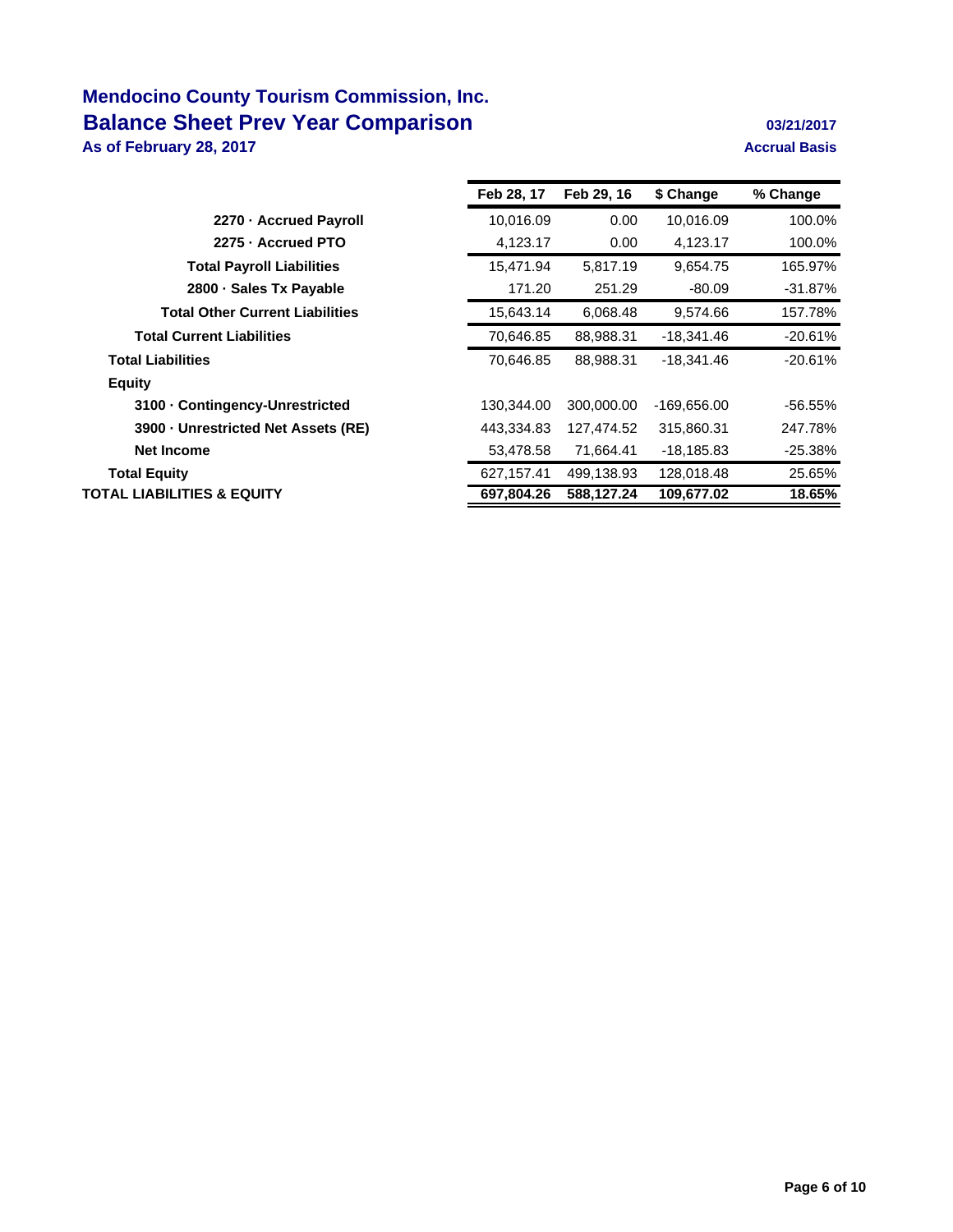# Mendocino County Tourism Commission, Inc.

## Balance Sheet Prev Year Comparison

**As of February 28, 2017**

03/21/2017

Accrual Basis

| | Feb 28, 17 | Feb 29, 16 | $ Change | % Change |
|---|---|---|---|---|
| 2270 · Accrued Payroll | 10,016.09 | 0.00 | 10,016.09 | 100.0% |
| 2275 · Accrued PTO | 4,123.17 | 0.00 | 4,123.17 | 100.0% |
| **Total Payroll Liabilities** | 15,471.94 | 5,817.19 | 9,654.75 | 165.97% |
| 2800 · Sales Tx Payable | 171.20 | 251.29 | -80.09 | -31.87% |
| **Total Other Current Liabilities** | 15,643.14 | 6,068.48 | 9,574.66 | 157.78% |
| **Total Current Liabilities** | 70,646.85 | 88,988.31 | -18,341.46 | -20.61% |
| **Total Liabilities** | 70,646.85 | 88,988.31 | -18,341.46 | -20.61% |
| **Equity** | | | | |
| 3100 · Contingency-Unrestricted | 130,344.00 | 300,000.00 | -169,656.00 | -56.55% |
| 3900 · Unrestricted Net Assets (RE) | 443,334.83 | 127,474.52 | 315,860.31 | 247.78% |
| Net Income | 53,478.58 | 71,664.41 | -18,185.83 | -25.38% |
| **Total Equity** | 627,157.41 | 499,138.93 | 128,018.48 | 25.65% |
| **TOTAL LIABILITIES & EQUITY** | **697,804.26** | **588,127.24** | **109,677.02** | **18.65%** |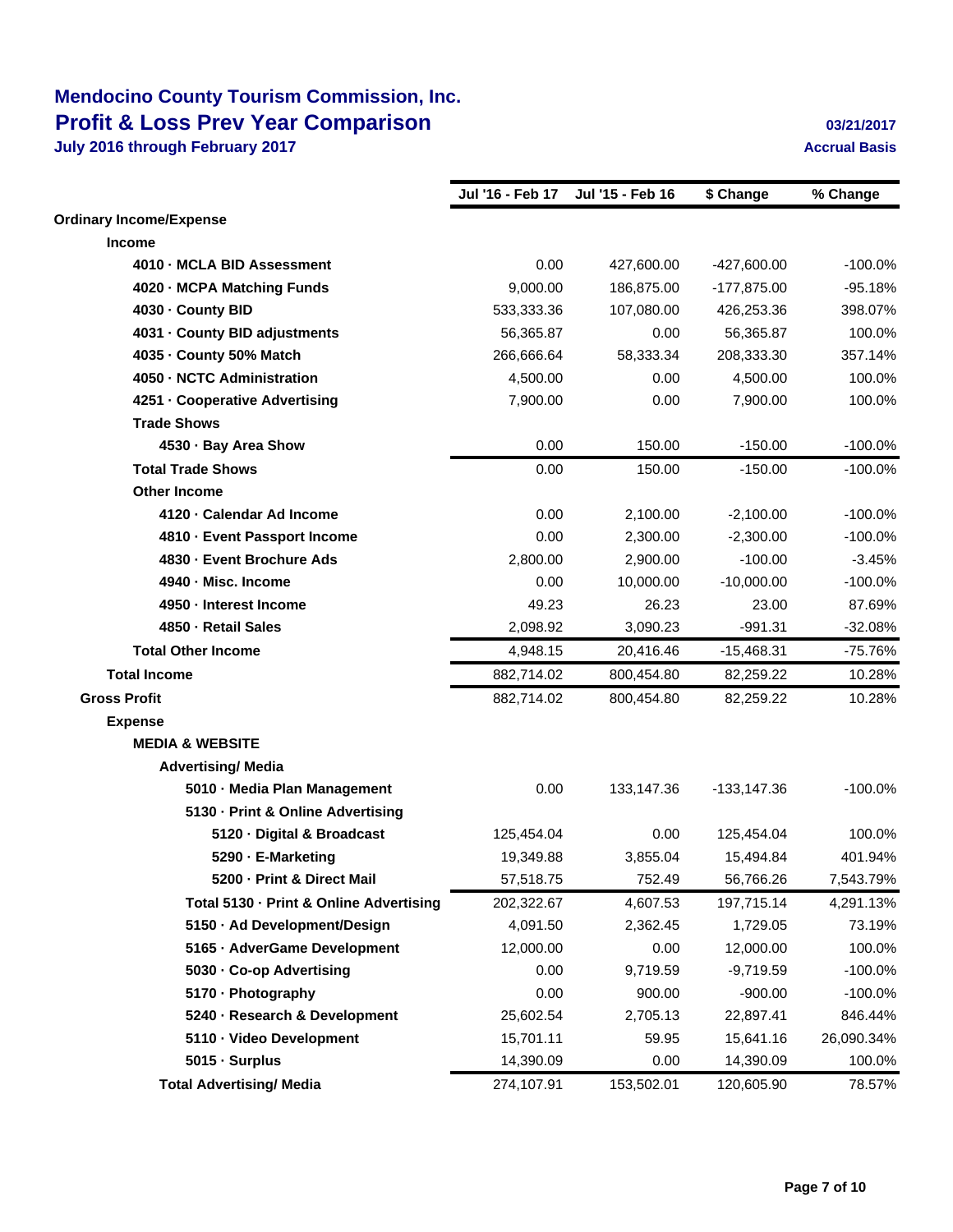# Mendocino County Tourism Commission, Inc.

## Profit & Loss Prev Year Comparison

**July 2016 through February 2017**

03/21/2017

Accrual Basis

| | Jul '16 - Feb 17 | Jul '15 - Feb 16 | $ Change | % Change |
|---|---|---|---|---|
| **Ordinary Income/Expense** | | | | |
| **Income** | | | | |
| **4010 · MCLA BID Assessment** | 0.00 | 427,600.00 | -427,600.00 | -100.0% |
| **4020 · MCPA Matching Funds** | 9,000.00 | 186,875.00 | -177,875.00 | -95.18% |
| **4030 · County BID** | 533,333.36 | 107,080.00 | 426,253.36 | 398.07% |
| **4031 · County BID adjustments** | 56,365.87 | 0.00 | 56,365.87 | 100.0% |
| **4035 · County 50% Match** | 266,666.64 | 58,333.34 | 208,333.30 | 357.14% |
| **4050 · NCTC Administration** | 4,500.00 | 0.00 | 4,500.00 | 100.0% |
| **4251 · Cooperative Advertising** | 7,900.00 | 0.00 | 7,900.00 | 100.0% |
| **Trade Shows** | | | | |
| **4530 · Bay Area Show** | 0.00 | 150.00 | -150.00 | -100.0% |
| **Total Trade Shows** | 0.00 | 150.00 | -150.00 | -100.0% |
| **Other Income** | | | | |
| **4120 · Calendar Ad Income** | 0.00 | 2,100.00 | -2,100.00 | -100.0% |
| **4810 · Event Passport Income** | 0.00 | 2,300.00 | -2,300.00 | -100.0% |
| **4830 · Event Brochure Ads** | 2,800.00 | 2,900.00 | -100.00 | -3.45% |
| **4940 · Misc. Income** | 0.00 | 10,000.00 | -10,000.00 | -100.0% |
| **4950 · Interest Income** | 49.23 | 26.23 | 23.00 | 87.69% |
| **4850 · Retail Sales** | 2,098.92 | 3,090.23 | -991.31 | -32.08% |
| **Total Other Income** | 4,948.15 | 20,416.46 | -15,468.31 | -75.76% |
| **Total Income** | 882,714.02 | 800,454.80 | 82,259.22 | 10.28% |
| **Gross Profit** | 882,714.02 | 800,454.80 | 82,259.22 | 10.28% |
| **Expense** | | | | |
| **MEDIA & WEBSITE** | | | | |
| **Advertising/ Media** | | | | |
| **5010 · Media Plan Management** | 0.00 | 133,147.36 | -133,147.36 | -100.0% |
| **5130 · Print & Online Advertising** | | | | |
| **5120 · Digital & Broadcast** | 125,454.04 | 0.00 | 125,454.04 | 100.0% |
| **5290 · E-Marketing** | 19,349.88 | 3,855.04 | 15,494.84 | 401.94% |
| **5200 · Print & Direct Mail** | 57,518.75 | 752.49 | 56,766.26 | 7,543.79% |
| **Total 5130 · Print & Online Advertising** | 202,322.67 | 4,607.53 | 197,715.14 | 4,291.13% |
| **5150 · Ad Development/Design** | 4,091.50 | 2,362.45 | 1,729.05 | 73.19% |
| **5165 · AdverGame Development** | 12,000.00 | 0.00 | 12,000.00 | 100.0% |
| **5030 · Co-op Advertising** | 0.00 | 9,719.59 | -9,719.59 | -100.0% |
| **5170 · Photography** | 0.00 | 900.00 | -900.00 | -100.0% |
| **5240 · Research & Development** | 25,602.54 | 2,705.13 | 22,897.41 | 846.44% |
| **5110 · Video Development** | 15,701.11 | 59.95 | 15,641.16 | 26,090.34% |
| **5015 · Surplus** | 14,390.09 | 0.00 | 14,390.09 | 100.0% |
| **Total Advertising/ Media** | 274,107.91 | 153,502.01 | 120,605.90 | 78.57% |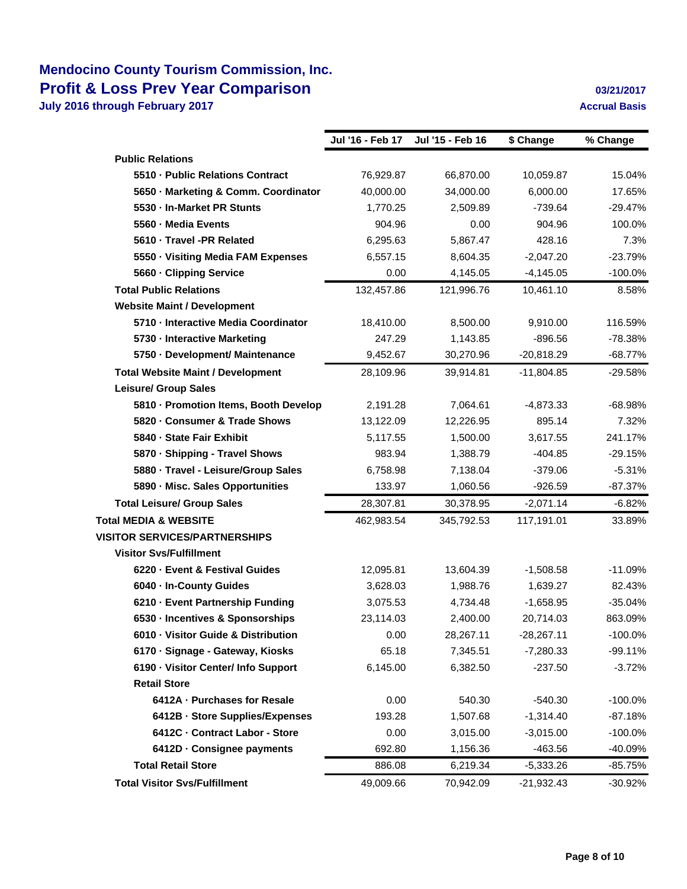# Mendocino County Tourism Commission, Inc.
## Profit & Loss Prev Year Comparison
**July 2016 through February 2017**

**03/21/2017**
**Accrual Basis**

| | Jul '16 - Feb 17 | Jul '15 - Feb 16 | $ Change | % Change |
|---|---|---|---|---|
| **Public Relations** | | | | |
| **5510 · Public Relations Contract** | 76,929.87 | 66,870.00 | 10,059.87 | 15.04% |
| **5650 · Marketing & Comm. Coordinator** | 40,000.00 | 34,000.00 | 6,000.00 | 17.65% |
| **5530 · In-Market PR Stunts** | 1,770.25 | 2,509.89 | -739.64 | -29.47% |
| **5560 · Media Events** | 904.96 | 0.00 | 904.96 | 100.0% |
| **5610 · Travel -PR Related** | 6,295.63 | 5,867.47 | 428.16 | 7.3% |
| **5550 · Visiting Media FAM Expenses** | 6,557.15 | 8,604.35 | -2,047.20 | -23.79% |
| **5660 · Clipping Service** | 0.00 | 4,145.05 | -4,145.05 | -100.0% |
| **Total Public Relations** | 132,457.86 | 121,996.76 | 10,461.10 | 8.58% |
| **Website Maint / Development** | | | | |
| **5710 · Interactive Media Coordinator** | 18,410.00 | 8,500.00 | 9,910.00 | 116.59% |
| **5730 · Interactive Marketing** | 247.29 | 1,143.85 | -896.56 | -78.38% |
| **5750 · Development/ Maintenance** | 9,452.67 | 30,270.96 | -20,818.29 | -68.77% |
| **Total Website Maint / Development** | 28,109.96 | 39,914.81 | -11,804.85 | -29.58% |
| **Leisure/ Group Sales** | | | | |
| **5810 · Promotion Items, Booth Develop** | 2,191.28 | 7,064.61 | -4,873.33 | -68.98% |
| **5820 · Consumer & Trade Shows** | 13,122.09 | 12,226.95 | 895.14 | 7.32% |
| **5840 · State Fair Exhibit** | 5,117.55 | 1,500.00 | 3,617.55 | 241.17% |
| **5870 · Shipping - Travel Shows** | 983.94 | 1,388.79 | -404.85 | -29.15% |
| **5880 · Travel - Leisure/Group Sales** | 6,758.98 | 7,138.04 | -379.06 | -5.31% |
| **5890 · Misc. Sales Opportunities** | 133.97 | 1,060.56 | -926.59 | -87.37% |
| **Total Leisure/ Group Sales** | 28,307.81 | 30,378.95 | -2,071.14 | -6.82% |
| **Total MEDIA & WEBSITE** | 462,983.54 | 345,792.53 | 117,191.01 | 33.89% |
| **VISITOR SERVICES/PARTNERSHIPS** | | | | |
| **Visitor Svs/Fulfillment** | | | | |
| **6220 · Event & Festival Guides** | 12,095.81 | 13,604.39 | -1,508.58 | -11.09% |
| **6040 · In-County Guides** | 3,628.03 | 1,988.76 | 1,639.27 | 82.43% |
| **6210 · Event Partnership Funding** | 3,075.53 | 4,734.48 | -1,658.95 | -35.04% |
| **6530 · Incentives & Sponsorships** | 23,114.03 | 2,400.00 | 20,714.03 | 863.09% |
| **6010 · Visitor Guide & Distribution** | 0.00 | 28,267.11 | -28,267.11 | -100.0% |
| **6170 · Signage - Gateway, Kiosks** | 65.18 | 7,345.51 | -7,280.33 | -99.11% |
| **6190 · Visitor Center/ Info Support** | 6,145.00 | 6,382.50 | -237.50 | -3.72% |
| **Retail Store** | | | | |
| **6412A · Purchases for Resale** | 0.00 | 540.30 | -540.30 | -100.0% |
| **6412B · Store Supplies/Expenses** | 193.28 | 1,507.68 | -1,314.40 | -87.18% |
| **6412C · Contract Labor - Store** | 0.00 | 3,015.00 | -3,015.00 | -100.0% |
| **6412D · Consignee payments** | 692.80 | 1,156.36 | -463.56 | -40.09% |
| **Total Retail Store** | 886.08 | 6,219.34 | -5,333.26 | -85.75% |
| **Total Visitor Svs/Fulfillment** | 49,009.66 | 70,942.09 | -21,932.43 | -30.92% |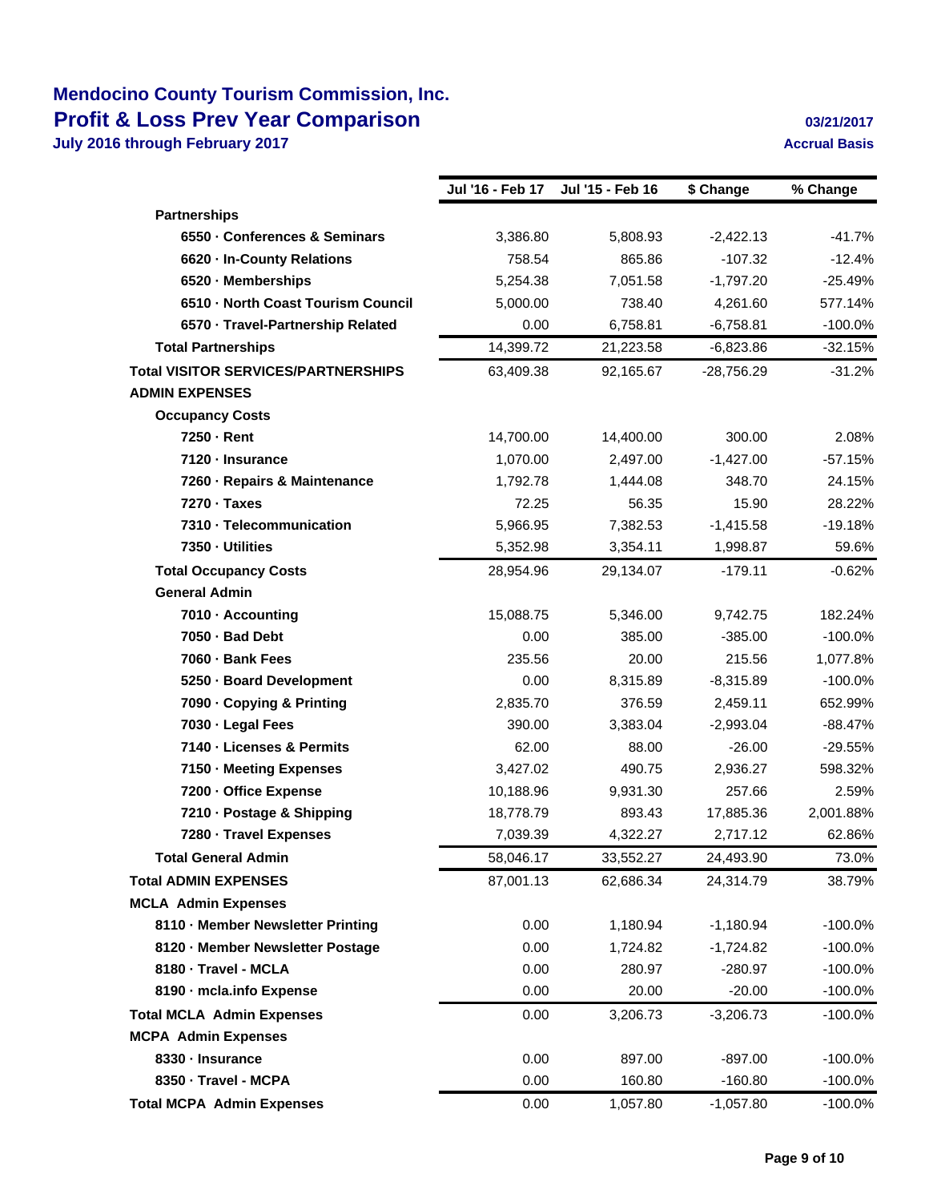# Mendocino County Tourism Commission, Inc.
## Profit & Loss Prev Year Comparison
**July 2016 through February 2017**

03/21/2017
Accrual Basis

| | Jul '16 - Feb 17 | Jul '15 - Feb 16 | $ Change | % Change |
|---|---|---|---|---|
| **Partnerships** | | | | |
| **6550 · Conferences & Seminars** | 3,386.80 | 5,808.93 | -2,422.13 | -41.7% |
| **6620 · In-County Relations** | 758.54 | 865.86 | -107.32 | -12.4% |
| **6520 · Memberships** | 5,254.38 | 7,051.58 | -1,797.20 | -25.49% |
| **6510 · North Coast Tourism Council** | 5,000.00 | 738.40 | 4,261.60 | 577.14% |
| **6570 · Travel-Partnership Related** | 0.00 | 6,758.81 | -6,758.81 | -100.0% |
| **Total Partnerships** | 14,399.72 | 21,223.58 | -6,823.86 | -32.15% |
| **Total VISITOR SERVICES/PARTNERSHIPS** | 63,409.38 | 92,165.67 | -28,756.29 | -31.2% |
| **ADMIN EXPENSES** | | | | |
| **Occupancy Costs** | | | | |
| **7250 · Rent** | 14,700.00 | 14,400.00 | 300.00 | 2.08% |
| **7120 · Insurance** | 1,070.00 | 2,497.00 | -1,427.00 | -57.15% |
| **7260 · Repairs & Maintenance** | 1,792.78 | 1,444.08 | 348.70 | 24.15% |
| **7270 · Taxes** | 72.25 | 56.35 | 15.90 | 28.22% |
| **7310 · Telecommunication** | 5,966.95 | 7,382.53 | -1,415.58 | -19.18% |
| **7350 · Utilities** | 5,352.98 | 3,354.11 | 1,998.87 | 59.6% |
| **Total Occupancy Costs** | 28,954.96 | 29,134.07 | -179.11 | -0.62% |
| **General Admin** | | | | |
| **7010 · Accounting** | 15,088.75 | 5,346.00 | 9,742.75 | 182.24% |
| **7050 · Bad Debt** | 0.00 | 385.00 | -385.00 | -100.0% |
| **7060 · Bank Fees** | 235.56 | 20.00 | 215.56 | 1,077.8% |
| **5250 · Board Development** | 0.00 | 8,315.89 | -8,315.89 | -100.0% |
| **7090 · Copying & Printing** | 2,835.70 | 376.59 | 2,459.11 | 652.99% |
| **7030 · Legal Fees** | 390.00 | 3,383.04 | -2,993.04 | -88.47% |
| **7140 · Licenses & Permits** | 62.00 | 88.00 | -26.00 | -29.55% |
| **7150 · Meeting Expenses** | 3,427.02 | 490.75 | 2,936.27 | 598.32% |
| **7200 · Office Expense** | 10,188.96 | 9,931.30 | 257.66 | 2.59% |
| **7210 · Postage & Shipping** | 18,778.79 | 893.43 | 17,885.36 | 2,001.88% |
| **7280 · Travel Expenses** | 7,039.39 | 4,322.27 | 2,717.12 | 62.86% |
| **Total General Admin** | 58,046.17 | 33,552.27 | 24,493.90 | 73.0% |
| **Total ADMIN EXPENSES** | 87,001.13 | 62,686.34 | 24,314.79 | 38.79% |
| **MCLA Admin Expenses** | | | | |
| **8110 · Member Newsletter Printing** | 0.00 | 1,180.94 | -1,180.94 | -100.0% |
| **8120 · Member Newsletter Postage** | 0.00 | 1,724.82 | -1,724.82 | -100.0% |
| **8180 · Travel - MCLA** | 0.00 | 280.97 | -280.97 | -100.0% |
| **8190 · mcla.info Expense** | 0.00 | 20.00 | -20.00 | -100.0% |
| **Total MCLA Admin Expenses** | 0.00 | 3,206.73 | -3,206.73 | -100.0% |
| **MCPA Admin Expenses** | | | | |
| **8330 · Insurance** | 0.00 | 897.00 | -897.00 | -100.0% |
| **8350 · Travel - MCPA** | 0.00 | 160.80 | -160.80 | -100.0% |
| **Total MCPA Admin Expenses** | 0.00 | 1,057.80 | -1,057.80 | -100.0% |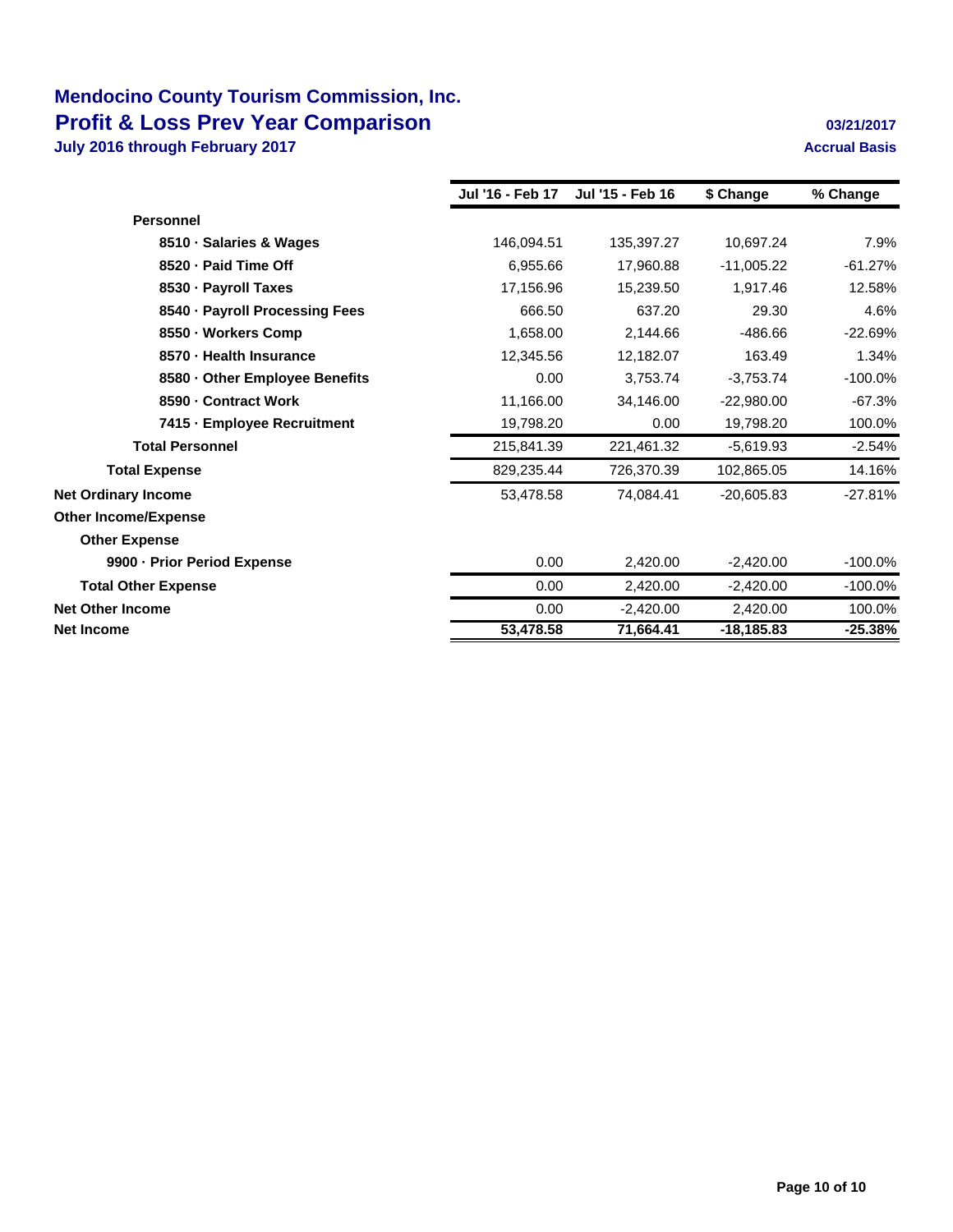# Mendocino County Tourism Commission, Inc.

## Profit & Loss Prev Year Comparison

**July 2016 through February 2017**

**03/21/2017**

**Accrual Basis**

| | Jul '16 - Feb 17 | Jul '15 - Feb 16 | $ Change | % Change |
|---|---|---|---|---|
| **Personnel** | | | | |
| **8510 · Salaries & Wages** | 146,094.51 | 135,397.27 | 10,697.24 | 7.9% |
| **8520 · Paid Time Off** | 6,955.66 | 17,960.88 | -11,005.22 | -61.27% |
| **8530 · Payroll Taxes** | 17,156.96 | 15,239.50 | 1,917.46 | 12.58% |
| **8540 · Payroll Processing Fees** | 666.50 | 637.20 | 29.30 | 4.6% |
| **8550 · Workers Comp** | 1,658.00 | 2,144.66 | -486.66 | -22.69% |
| **8570 · Health Insurance** | 12,345.56 | 12,182.07 | 163.49 | 1.34% |
| **8580 · Other Employee Benefits** | 0.00 | 3,753.74 | -3,753.74 | -100.0% |
| **8590 · Contract Work** | 11,166.00 | 34,146.00 | -22,980.00 | -67.3% |
| **7415 · Employee Recruitment** | 19,798.20 | 0.00 | 19,798.20 | 100.0% |
| **Total Personnel** | 215,841.39 | 221,461.32 | -5,619.93 | -2.54% |
| **Total Expense** | 829,235.44 | 726,370.39 | 102,865.05 | 14.16% |
| **Net Ordinary Income** | 53,478.58 | 74,084.41 | -20,605.83 | -27.81% |
| **Other Income/Expense** | | | | |
| **Other Expense** | | | | |
| **9900 · Prior Period Expense** | 0.00 | 2,420.00 | -2,420.00 | -100.0% |
| **Total Other Expense** | 0.00 | 2,420.00 | -2,420.00 | -100.0% |
| **Net Other Income** | 0.00 | -2,420.00 | 2,420.00 | 100.0% |
| **Net Income** | **53,478.58** | **71,664.41** | **-18,185.83** | **-25.38%** |